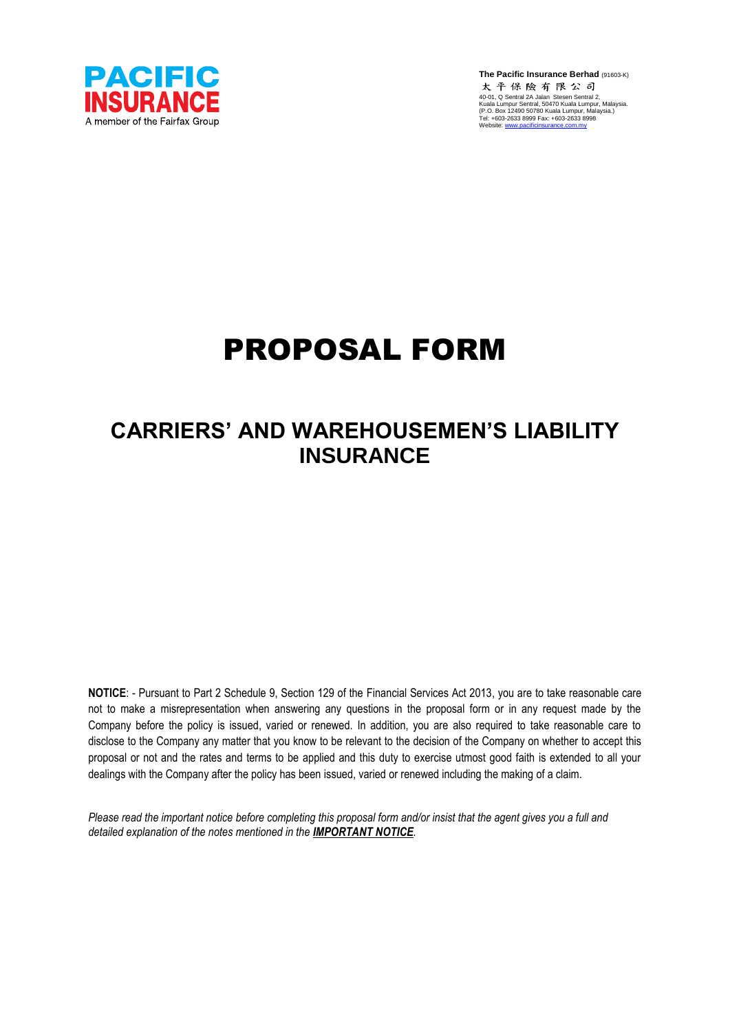PACIFIC INSURANCE
A member of the Fairfax Group

**The Pacific Insurance Berhad** (91603-K)
太平保險有限公司
40-01, Q Sentral 2A Jalan Stesen Sentral 2,
Kuala Lumpur Sentral, 50470 Kuala Lumpur, Malaysia.
(P.O. Box 12490 50780 Kuala Lumpur, Malaysia.)
Tel: +603-2633 8999 Fax: +603-2633 8998
Website: www.pacificinsurance.com.my

# PROPOSAL FORM

## CARRIERS' AND WAREHOUSEMEN'S LIABILITY INSURANCE

**NOTICE**: - Pursuant to Part 2 Schedule 9, Section 129 of the Financial Services Act 2013, you are to take reasonable care not to make a misrepresentation when answering any questions in the proposal form or in any request made by the Company before the policy is issued, varied or renewed. In addition, you are also required to take reasonable care to disclose to the Company any matter that you know to be relevant to the decision of the Company on whether to accept this proposal or not and the rates and terms to be applied and this duty to exercise utmost good faith is extended to all your dealings with the Company after the policy has been issued, varied or renewed including the making of a claim.

*Please read the important notice before completing this proposal form and/or insist that the agent gives you a full and detailed explanation of the notes mentioned in the* ***IMPORTANT NOTICE****.*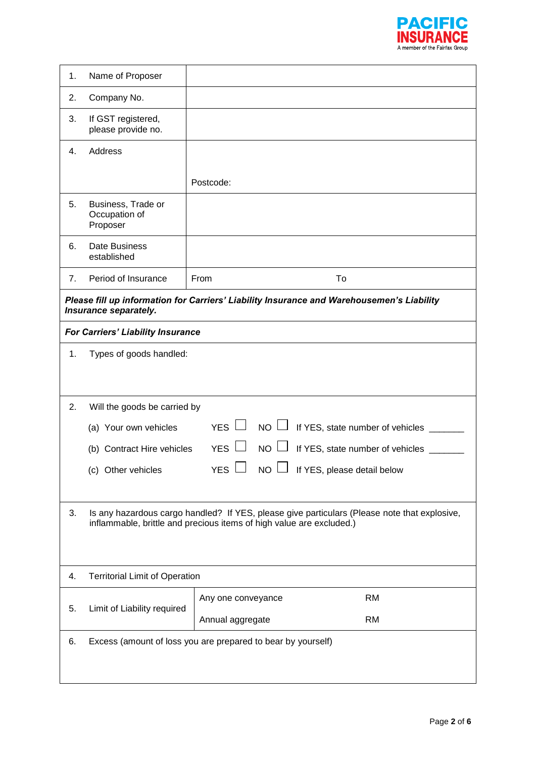PACIFIC INSURANCE
A member of the Fairfax Group

| | |
|---|---|
| 1. Name of Proposer | |
| 2. Company No. | |
| 3. If GST registered, please provide no. | |
| 4. Address | Postcode: |
| 5. Business, Trade or Occupation of Proposer | |
| 6. Date Business established | |
| 7. Period of Insurance | From &nbsp;&nbsp;&nbsp;&nbsp;&nbsp;&nbsp;&nbsp;&nbsp; To |

***Please fill up information for Carriers' Liability Insurance and Warehousemen's Liability Insurance separately.***

***For Carriers' Liability Insurance***

1. Types of goods handled:

2. Will the goods be carried by

   (a) Your own vehicles &nbsp;&nbsp; YES ☐ &nbsp; NO ☐ &nbsp; If YES, state number of vehicles _______

   (b) Contract Hire vehicles &nbsp;&nbsp; YES ☐ &nbsp; NO ☐ &nbsp; If YES, state number of vehicles _______

   (c) Other vehicles &nbsp;&nbsp; YES ☐ &nbsp; NO ☐ &nbsp; If YES, please detail below

3. Is any hazardous cargo handled? If YES, please give particulars (Please note that explosive, inflammable, brittle and precious items of high value are excluded.)

4. Territorial Limit of Operation

| | | |
|---|---|---|
| 5. Limit of Liability required | Any one conveyance | RM |
| | Annual aggregate | RM |

6. Excess (amount of loss you are prepared to bear by yourself)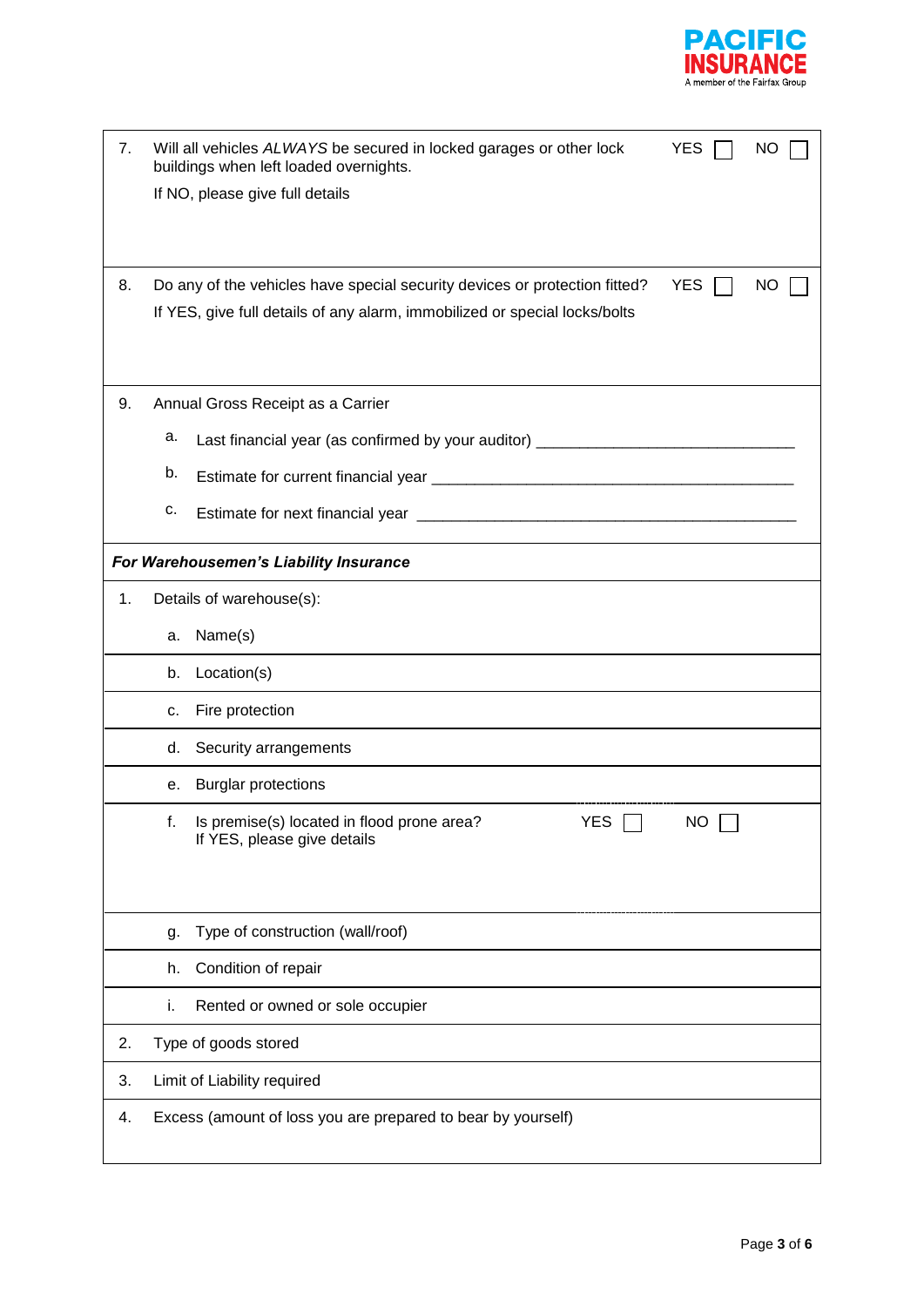| | | |
|---|---|---|
| 7. | Will all vehicles *ALWAYS* be secured in locked garages or other lock buildings when left loaded overnights.<br>If NO, please give full details | YES ☐ NO ☐ |
| 8. | Do any of the vehicles have special security devices or protection fitted?<br>If YES, give full details of any alarm, immobilized or special locks/bolts | YES ☐ NO ☐ |
| 9. | Annual Gross Receipt as a Carrier<br>a. Last financial year (as confirmed by your auditor) ______________________________<br>b. Estimate for current financial year ___________________________________________<br>c. Estimate for next financial year _____________________________________________ | |

***For Warehousemen's Liability Insurance***

| | | |
|---|---|---|
| 1. | Details of warehouse(s): | |
| | a. Name(s) | |
| | b. Location(s) | |
| | c. Fire protection | |
| | d. Security arrangements | |
| | e. Burglar protections | |
| | f. Is premise(s) located in flood prone area?<br>If YES, please give details | YES ☐ NO ☐ |
| | g. Type of construction (wall/roof) | |
| | h. Condition of repair | |
| | i. Rented or owned or sole occupier | |
| 2. | Type of goods stored | |
| 3. | Limit of Liability required | |
| 4. | Excess (amount of loss you are prepared to bear by yourself) | |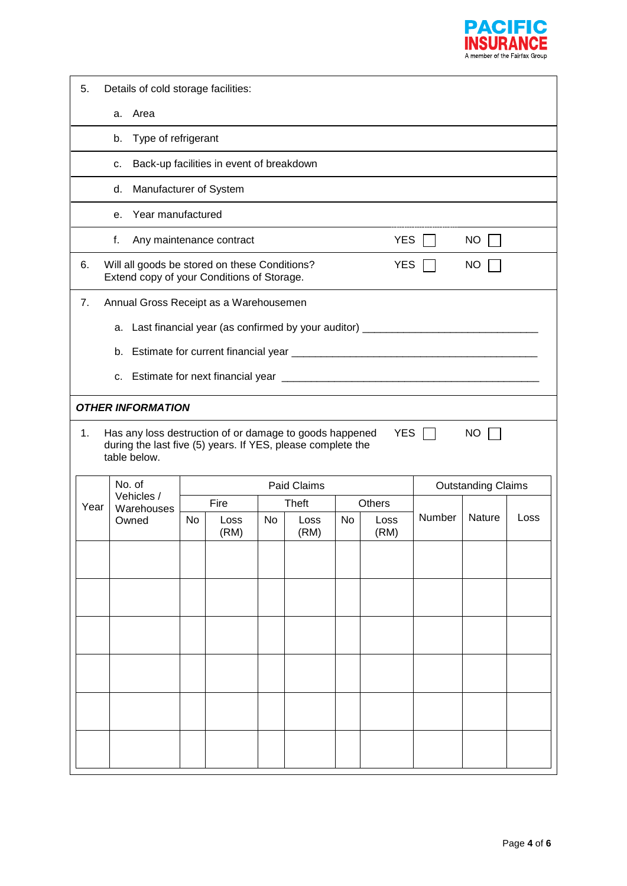5. Details of cold storage facilities:

   a. Area

   b. Type of refrigerant

   c. Back-up facilities in event of breakdown

   d. Manufacturer of System

   e. Year manufactured

   f. Any maintenance contract YES ☐ NO ☐

6. Will all goods be stored on these Conditions? YES ☐ NO ☐
   Extend copy of your Conditions of Storage.

7. Annual Gross Receipt as a Warehousemen

   a. Last financial year (as confirmed by your auditor) ______________________________

   b. Estimate for current financial year ____________________________________________

   c. Estimate for next financial year ______________________________________________

***OTHER INFORMATION***

1. Has any loss destruction of or damage to goods happened during the last five (5) years. If YES, please complete the table below. YES ☐ NO ☐

| Year | No. of Vehicles / Warehouses Owned | Paid Claims | | | | | | Outstanding Claims | | |
|---|---|---|---|---|---|---|---|---|---|---|
| | | Fire | | Theft | | Others | | Number | Nature | Loss |
| | | No | Loss (RM) | No | Loss (RM) | No | Loss (RM) | | | |
| | | | | | | | | | | |
| | | | | | | | | | | |
| | | | | | | | | | | |
| | | | | | | | | | | |
| | | | | | | | | | | |
| | | | | | | | | | | |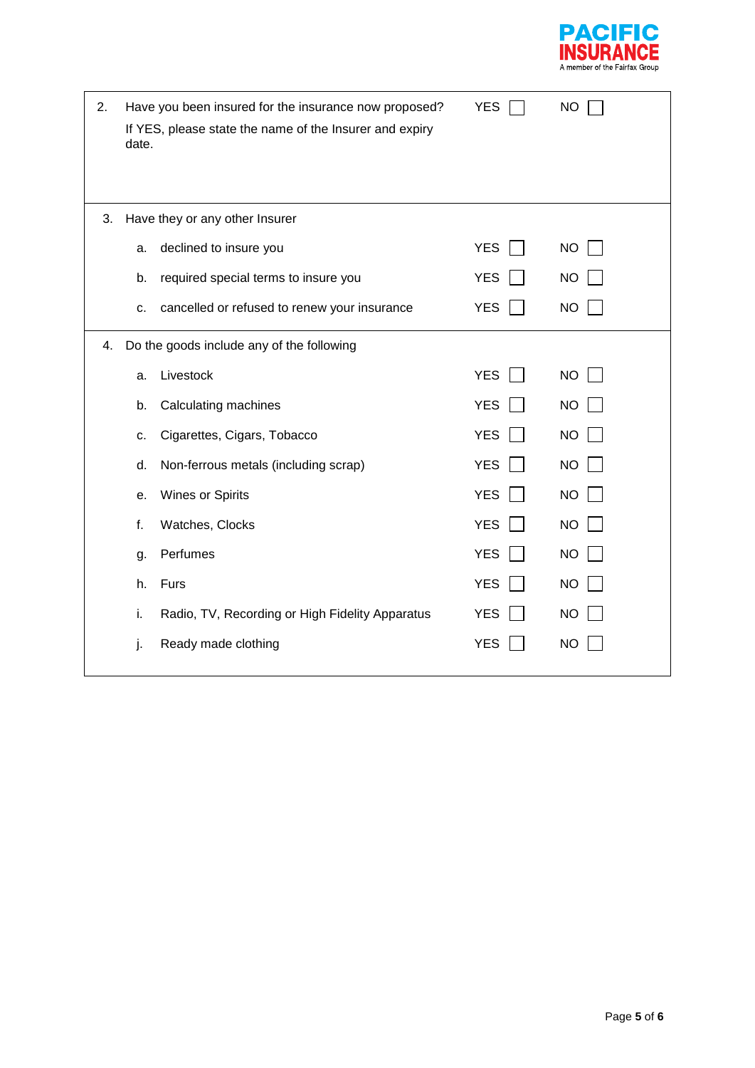| | | | |
|---|---|---|---|
| 2. | Have you been insured for the insurance now proposed?<br>If YES, please state the name of the Insurer and expiry date. | YES ☐ | NO ☐ |
| 3. | Have they or any other Insurer | | |
| | a. declined to insure you | YES ☐ | NO ☐ |
| | b. required special terms to insure you | YES ☐ | NO ☐ |
| | c. cancelled or refused to renew your insurance | YES ☐ | NO ☐ |
| 4. | Do the goods include any of the following | | |
| | a. Livestock | YES ☐ | NO ☐ |
| | b. Calculating machines | YES ☐ | NO ☐ |
| | c. Cigarettes, Cigars, Tobacco | YES ☐ | NO ☐ |
| | d. Non-ferrous metals (including scrap) | YES ☐ | NO ☐ |
| | e. Wines or Spirits | YES ☐ | NO ☐ |
| | f. Watches, Clocks | YES ☐ | NO ☐ |
| | g. Perfumes | YES ☐ | NO ☐ |
| | h. Furs | YES ☐ | NO ☐ |
| | i. Radio, TV, Recording or High Fidelity Apparatus | YES ☐ | NO ☐ |
| | j. Ready made clothing | YES ☐ | NO ☐ |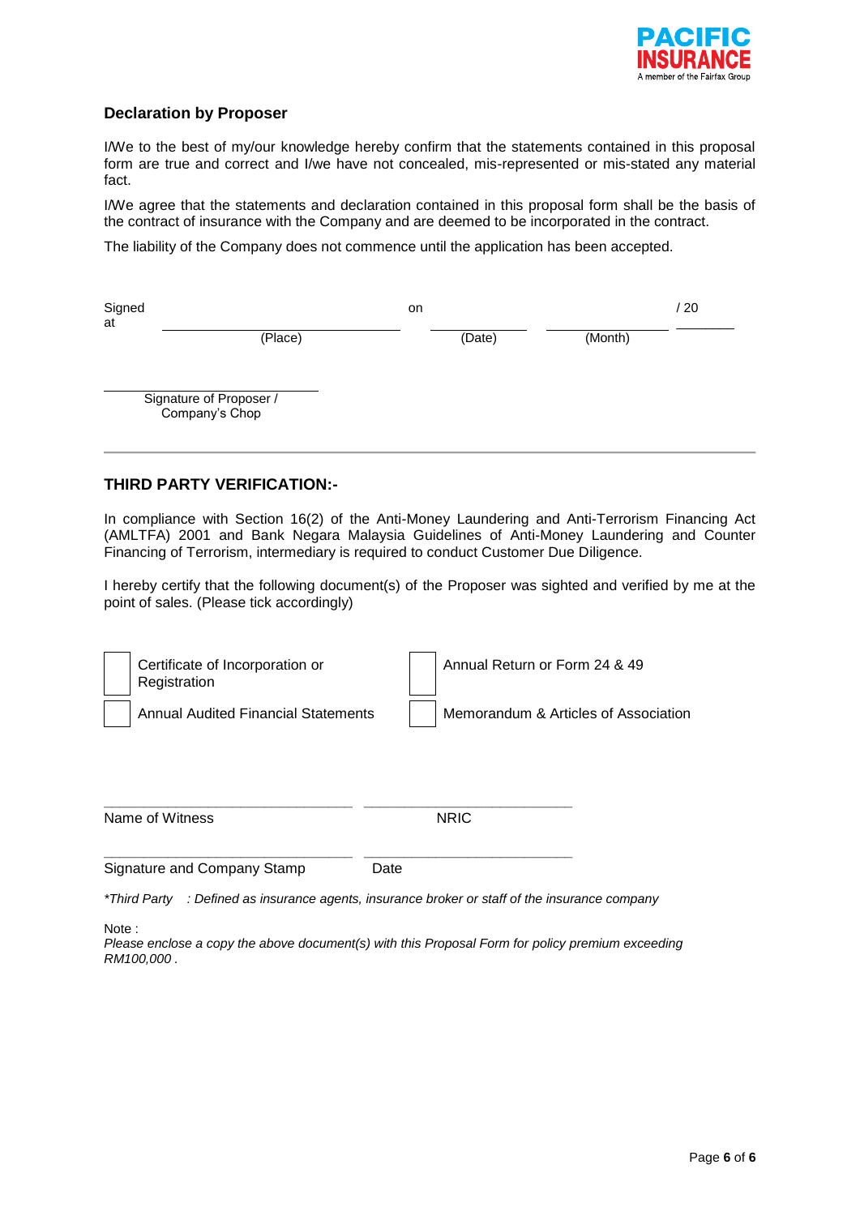PACIFIC INSURANCE
A member of the Fairfax Group

## Declaration by Proposer

I/We to the best of my/our knowledge hereby confirm that the statements contained in this proposal form are true and correct and I/we have not concealed, mis-represented or mis-stated any material fact.

I/We agree that the statements and declaration contained in this proposal form shall be the basis of the contract of insurance with the Company and are deemed to be incorporated in the contract.

The liability of the Company does not commence until the application has been accepted.

Signed at ______________________ on ____________ ____________ / 20 ________
(Place) (Date) (Month)

______________________
Signature of Proposer / Company's Chop

---

## THIRD PARTY VERIFICATION:-

In compliance with Section 16(2) of the Anti-Money Laundering and Anti-Terrorism Financing Act (AMLTFA) 2001 and Bank Negara Malaysia Guidelines of Anti-Money Laundering and Counter Financing of Terrorism, intermediary is required to conduct Customer Due Diligence.

I hereby certify that the following document(s) of the Proposer was sighted and verified by me at the point of sales. (Please tick accordingly)

☐ Certificate of Incorporation or Registration

☐ Annual Return or Form 24 & 49

☐ Annual Audited Financial Statements

☐ Memorandum & Articles of Association

______________________ ______________________
Name of Witness NRIC

______________________ ______________________
Signature and Company Stamp Date

*Third Party : Defined as insurance agents, insurance broker or staff of the insurance company*

Note :
*Please enclose a copy the above document(s) with this Proposal Form for policy premium exceeding RM100,000 .*